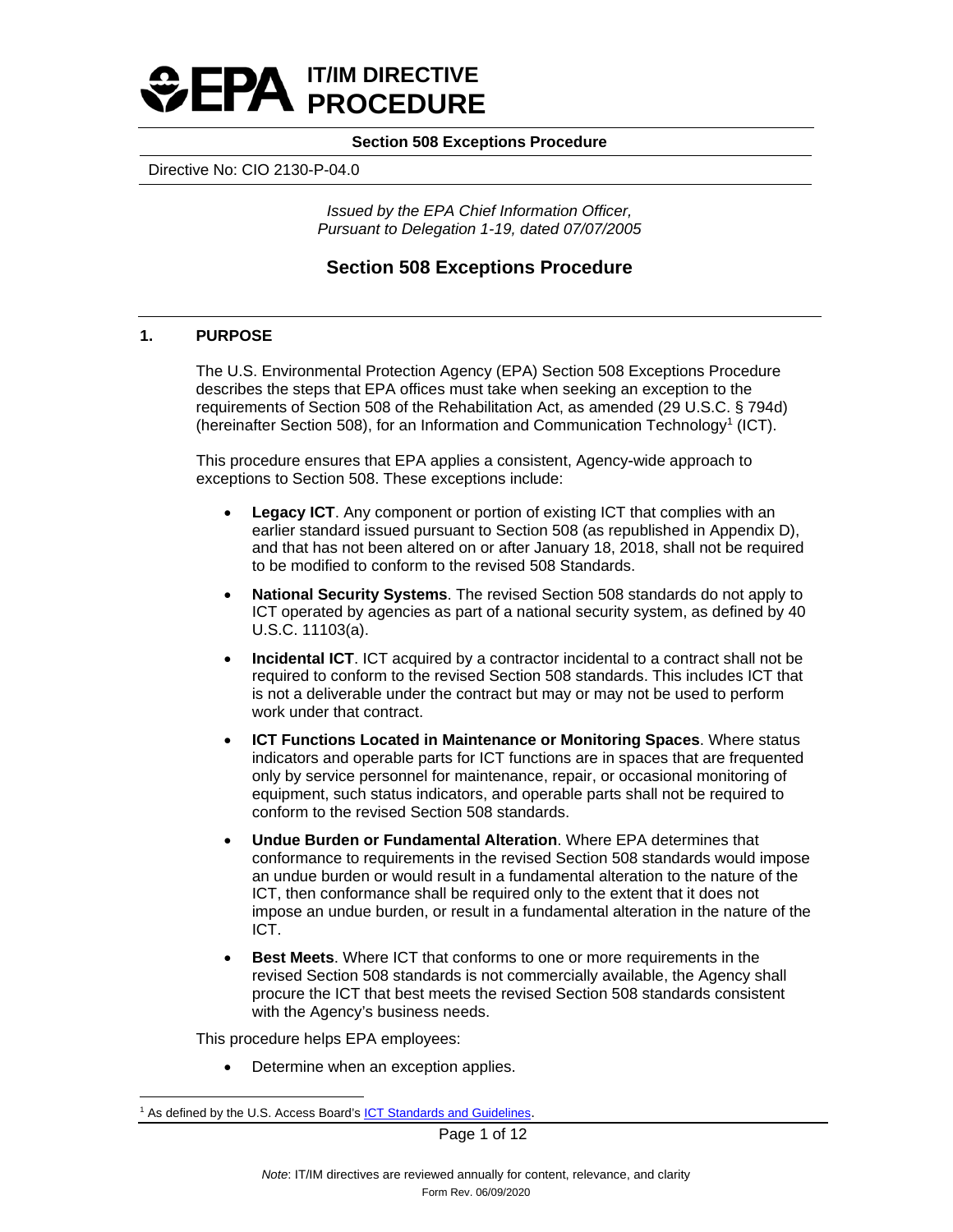# IT/IM DIRECTIVE PROCEDURE

**Section 508 Exceptions Procedure**

Directive No: CIO 2130-P-04.0

*Issued by the EPA Chief Information Officer, Pursuant to Delegation 1-19, dated 07/07/2005*

## Section 508 Exceptions Procedure

### 1. PURPOSE

The U.S. Environmental Protection Agency (EPA) Section 508 Exceptions Procedure describes the steps that EPA offices must take when seeking an exception to the requirements of Section 508 of the Rehabilitation Act, as amended (29 U.S.C. § 794d) (hereinafter Section 508), for an Information and Communication Technology[1] (ICT).

This procedure ensures that EPA applies a consistent, Agency-wide approach to exceptions to Section 508. These exceptions include:

- **Legacy ICT**. Any component or portion of existing ICT that complies with an earlier standard issued pursuant to Section 508 (as republished in Appendix D), and that has not been altered on or after January 18, 2018, shall not be required to be modified to conform to the revised 508 Standards.
- **National Security Systems**. The revised Section 508 standards do not apply to ICT operated by agencies as part of a national security system, as defined by 40 U.S.C. 11103(a).
- **Incidental ICT**. ICT acquired by a contractor incidental to a contract shall not be required to conform to the revised Section 508 standards. This includes ICT that is not a deliverable under the contract but may or may not be used to perform work under that contract.
- **ICT Functions Located in Maintenance or Monitoring Spaces**. Where status indicators and operable parts for ICT functions are in spaces that are frequented only by service personnel for maintenance, repair, or occasional monitoring of equipment, such status indicators, and operable parts shall not be required to conform to the revised Section 508 standards.
- **Undue Burden or Fundamental Alteration**. Where EPA determines that conformance to requirements in the revised Section 508 standards would impose an undue burden or would result in a fundamental alteration to the nature of the ICT, then conformance shall be required only to the extent that it does not impose an undue burden, or result in a fundamental alteration in the nature of the ICT.
- **Best Meets**. Where ICT that conforms to one or more requirements in the revised Section 508 standards is not commercially available, the Agency shall procure the ICT that best meets the revised Section 508 standards consistent with the Agency's business needs.

This procedure helps EPA employees:

- Determine when an exception applies.

[1] As defined by the U.S. Access Board's ICT Standards and Guidelines.

*Note*: IT/IM directives are reviewed annually for content, relevance, and clarity

Form Rev. 06/09/2020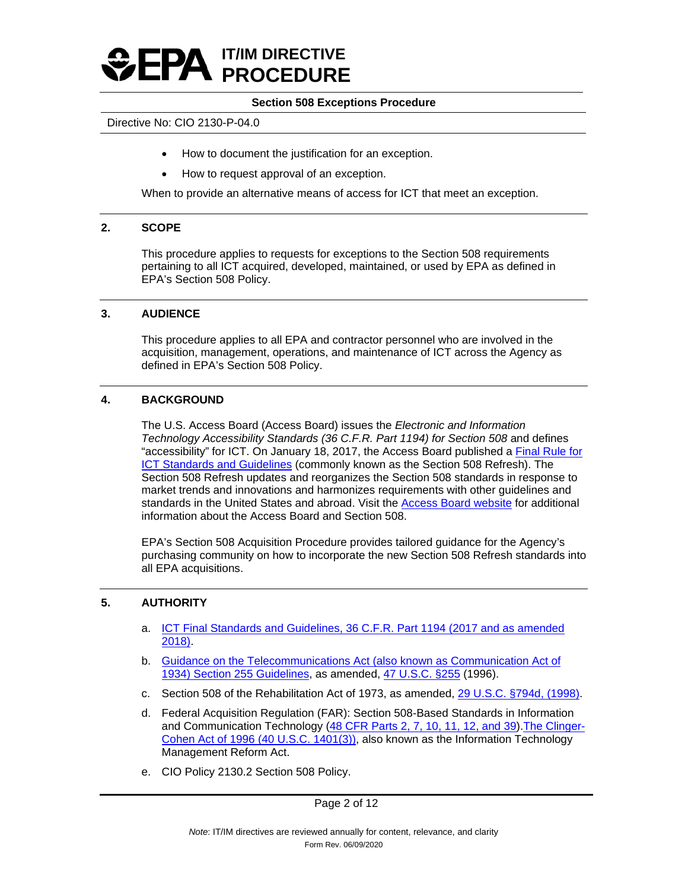- How to document the justification for an exception.
- How to request approval of an exception.

When to provide an alternative means of access for ICT that meet an exception.

## 2. SCOPE

This procedure applies to requests for exceptions to the Section 508 requirements pertaining to all ICT acquired, developed, maintained, or used by EPA as defined in EPA's Section 508 Policy.

## 3. AUDIENCE

This procedure applies to all EPA and contractor personnel who are involved in the acquisition, management, operations, and maintenance of ICT across the Agency as defined in EPA's Section 508 Policy.

## 4. BACKGROUND

The U.S. Access Board (Access Board) issues the *Electronic and Information Technology Accessibility Standards (36 C.F.R. Part 1194) for Section 508* and defines "accessibility" for ICT. On January 18, 2017, the Access Board published a Final Rule for ICT Standards and Guidelines (commonly known as the Section 508 Refresh). The Section 508 Refresh updates and reorganizes the Section 508 standards in response to market trends and innovations and harmonizes requirements with other guidelines and standards in the United States and abroad. Visit the Access Board website for additional information about the Access Board and Section 508.

EPA's Section 508 Acquisition Procedure provides tailored guidance for the Agency's purchasing community on how to incorporate the new Section 508 Refresh standards into all EPA acquisitions.

## 5. AUTHORITY

a. ICT Final Standards and Guidelines, 36 C.F.R. Part 1194 (2017 and as amended 2018).

b. Guidance on the Telecommunications Act (also known as Communication Act of 1934) Section 255 Guidelines, as amended, 47 U.S.C. §255 (1996).

c. Section 508 of the Rehabilitation Act of 1973, as amended, 29 U.S.C. §794d, (1998).

d. Federal Acquisition Regulation (FAR): Section 508-Based Standards in Information and Communication Technology (48 CFR Parts 2, 7, 10, 11, 12, and 39).The Clinger-Cohen Act of 1996 (40 U.S.C. 1401(3)), also known as the Information Technology Management Reform Act.

e. CIO Policy 2130.2 Section 508 Policy.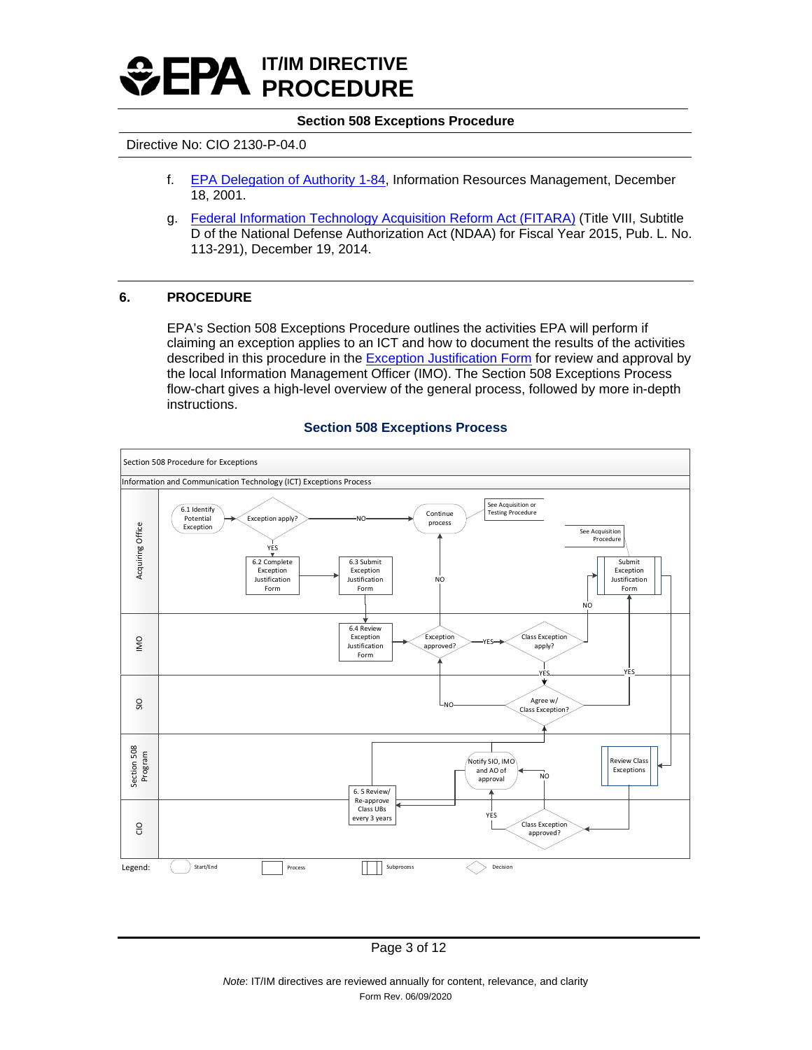f. EPA Delegation of Authority 1-84, Information Resources Management, December 18, 2001.

g. Federal Information Technology Acquisition Reform Act (FITARA) (Title VIII, Subtitle D of the National Defense Authorization Act (NDAA) for Fiscal Year 2015, Pub. L. No. 113-291), December 19, 2014.

## 6. PROCEDURE

EPA's Section 508 Exceptions Procedure outlines the activities EPA will perform if claiming an exception applies to an ICT and how to document the results of the activities described in this procedure in the Exception Justification Form for review and approval by the local Information Management Officer (IMO). The Section 508 Exceptions Process flow-chart gives a high-level overview of the general process, followed by more in-depth instructions.

**Section 508 Exceptions Process**

Section 508 Procedure for Exceptions

Information and Communication Technology (ICT) Exceptions Process

Acquiring Office: 6.1 Identify Potential Exception → Exception apply? — NO → Continue process (See Acquisition or Testing Procedure); YES → 6.2 Complete Exception Justification Form → 6.3 Submit Exception Justification Form. Submit Exception Justification Form (See Acquisition Procedure).

IMO: 6.4 Review Exception Justification Form → Exception approved? — NO → Continue process; YES → Class Exception apply? — NO → Submit Exception Justification Form; YES → Agree w/ Class Exception?

SIO: Agree w/ Class Exception? — NO → Exception approved?; YES → Submit Exception Justification Form.

Section 508 Program: Review Class Exceptions; Notify SIO, IMO and AO of approval; 6. 5 Review/ Re-approve Class UBs every 3 years.

CIO: Class Exception approved? — YES → Notify SIO, IMO and AO of approval; NO → Notify SIO, IMO and AO of approval.

Legend: Start/End; Process; Subprocess; Decision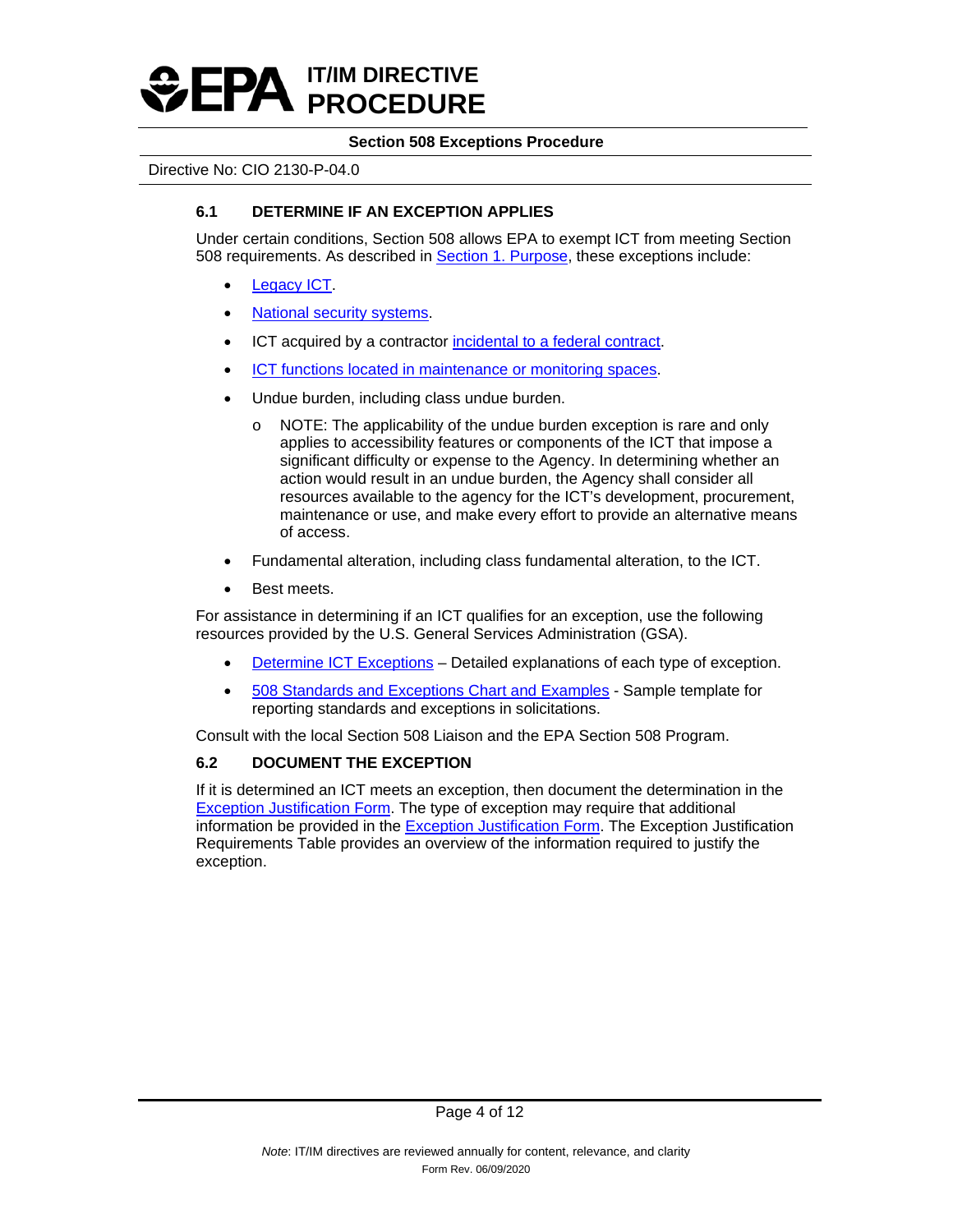### 6.1 DETERMINE IF AN EXCEPTION APPLIES

Under certain conditions, Section 508 allows EPA to exempt ICT from meeting Section 508 requirements. As described in Section 1. Purpose, these exceptions include:

- Legacy ICT.
- National security systems.
- ICT acquired by a contractor incidental to a federal contract.
- ICT functions located in maintenance or monitoring spaces.
- Undue burden, including class undue burden.
  - NOTE: The applicability of the undue burden exception is rare and only applies to accessibility features or components of the ICT that impose a significant difficulty or expense to the Agency. In determining whether an action would result in an undue burden, the Agency shall consider all resources available to the agency for the ICT's development, procurement, maintenance or use, and make every effort to provide an alternative means of access.
- Fundamental alteration, including class fundamental alteration, to the ICT.
- Best meets.

For assistance in determining if an ICT qualifies for an exception, use the following resources provided by the U.S. General Services Administration (GSA).

- Determine ICT Exceptions – Detailed explanations of each type of exception.
- 508 Standards and Exceptions Chart and Examples - Sample template for reporting standards and exceptions in solicitations.

Consult with the local Section 508 Liaison and the EPA Section 508 Program.

### 6.2 DOCUMENT THE EXCEPTION

If it is determined an ICT meets an exception, then document the determination in the Exception Justification Form. The type of exception may require that additional information be provided in the Exception Justification Form. The Exception Justification Requirements Table provides an overview of the information required to justify the exception.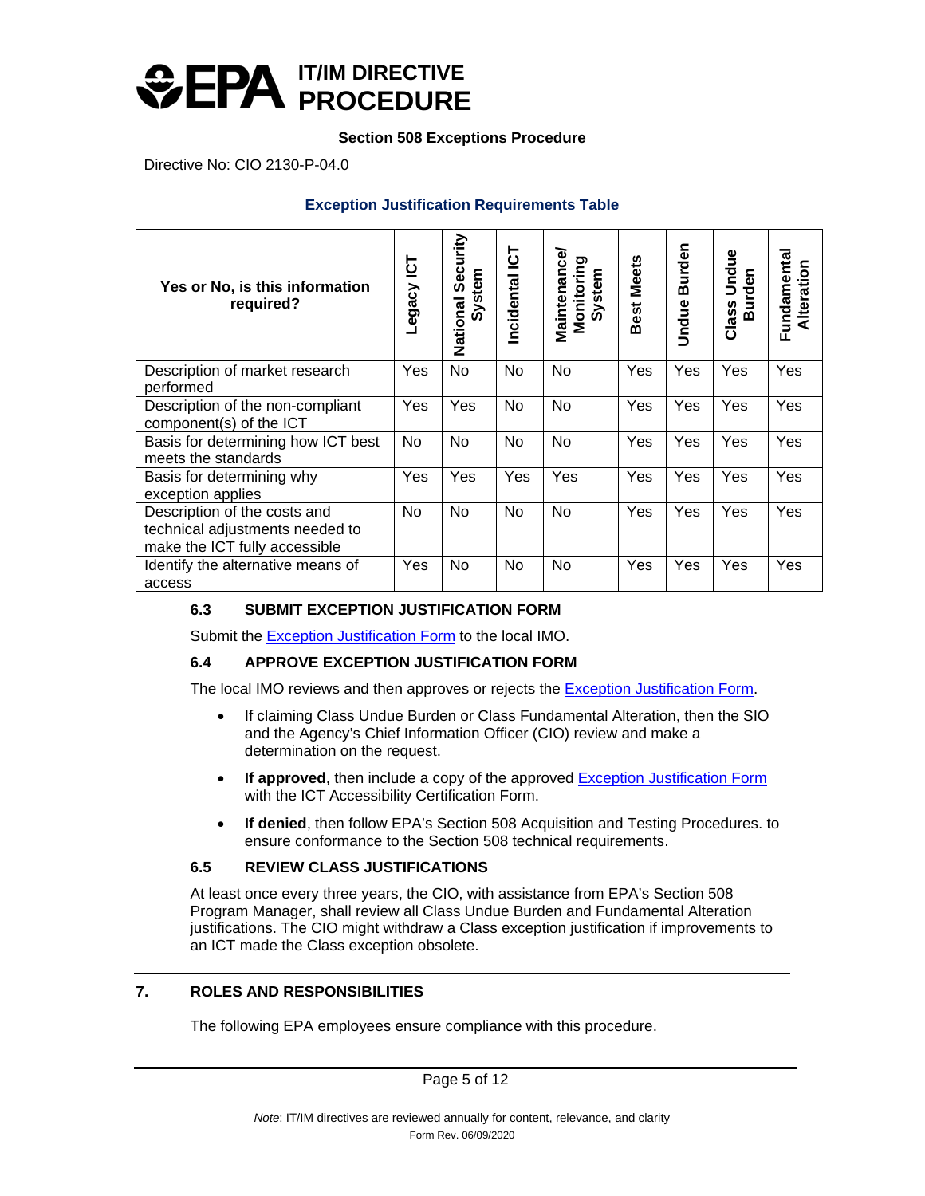**Exception Justification Requirements Table**

| Yes or No, is this information required? | Legacy ICT | National Security System | Incidental ICT | Maintenance/ Monitoring System | Best Meets | Undue Burden | Class Undue Burden | Fundamental Alteration |
|---|---|---|---|---|---|---|---|---|
| Description of market research performed | Yes | No | No | No | Yes | Yes | Yes | Yes |
| Description of the non-compliant component(s) of the ICT | Yes | Yes | No | No | Yes | Yes | Yes | Yes |
| Basis for determining how ICT best meets the standards | No | No | No | No | Yes | Yes | Yes | Yes |
| Basis for determining why exception applies | Yes | Yes | Yes | Yes | Yes | Yes | Yes | Yes |
| Description of the costs and technical adjustments needed to make the ICT fully accessible | No | No | No | No | Yes | Yes | Yes | Yes |
| Identify the alternative means of access | Yes | No | No | No | Yes | Yes | Yes | Yes |

### 6.3 SUBMIT EXCEPTION JUSTIFICATION FORM

Submit the Exception Justification Form to the local IMO.

### 6.4 APPROVE EXCEPTION JUSTIFICATION FORM

The local IMO reviews and then approves or rejects the Exception Justification Form.

- If claiming Class Undue Burden or Class Fundamental Alteration, then the SIO and the Agency's Chief Information Officer (CIO) review and make a determination on the request.
- **If approved**, then include a copy of the approved Exception Justification Form with the ICT Accessibility Certification Form.
- **If denied**, then follow EPA's Section 508 Acquisition and Testing Procedures. to ensure conformance to the Section 508 technical requirements.

### 6.5 REVIEW CLASS JUSTIFICATIONS

At least once every three years, the CIO, with assistance from EPA's Section 508 Program Manager, shall review all Class Undue Burden and Fundamental Alteration justifications. The CIO might withdraw a Class exception justification if improvements to an ICT made the Class exception obsolete.

## 7. ROLES AND RESPONSIBILITIES

The following EPA employees ensure compliance with this procedure.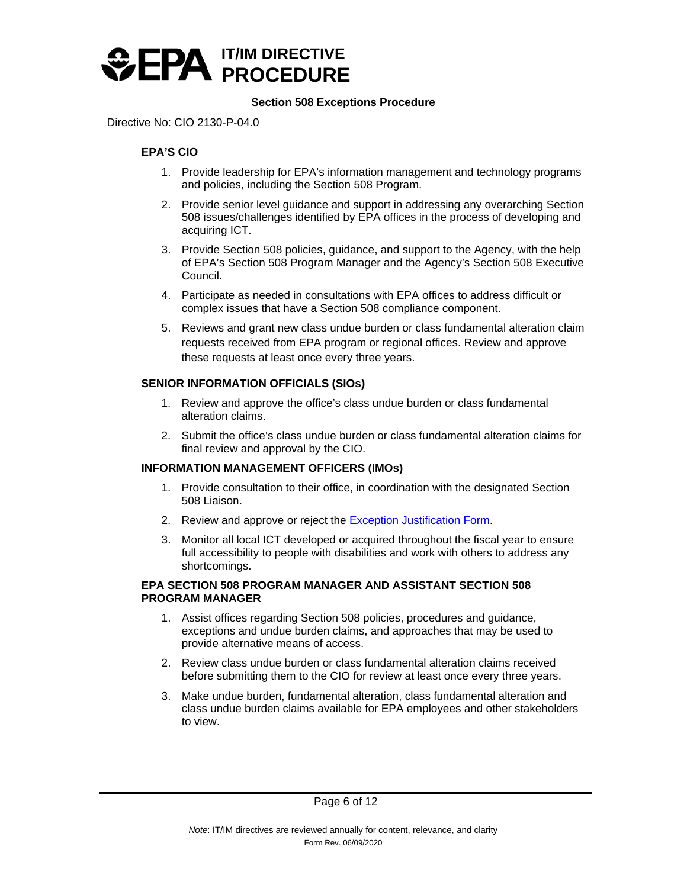**EPA'S CIO**

1. Provide leadership for EPA's information management and technology programs and policies, including the Section 508 Program.
2. Provide senior level guidance and support in addressing any overarching Section 508 issues/challenges identified by EPA offices in the process of developing and acquiring ICT.
3. Provide Section 508 policies, guidance, and support to the Agency, with the help of EPA's Section 508 Program Manager and the Agency's Section 508 Executive Council.
4. Participate as needed in consultations with EPA offices to address difficult or complex issues that have a Section 508 compliance component.
5. Reviews and grant new class undue burden or class fundamental alteration claim requests received from EPA program or regional offices. Review and approve these requests at least once every three years.

**SENIOR INFORMATION OFFICIALS (SIOs)**

1. Review and approve the office's class undue burden or class fundamental alteration claims.
2. Submit the office's class undue burden or class fundamental alteration claims for final review and approval by the CIO.

**INFORMATION MANAGEMENT OFFICERS (IMOs)**

1. Provide consultation to their office, in coordination with the designated Section 508 Liaison.
2. Review and approve or reject the Exception Justification Form.
3. Monitor all local ICT developed or acquired throughout the fiscal year to ensure full accessibility to people with disabilities and work with others to address any shortcomings.

**EPA SECTION 508 PROGRAM MANAGER AND ASSISTANT SECTION 508 PROGRAM MANAGER**

1. Assist offices regarding Section 508 policies, procedures and guidance, exceptions and undue burden claims, and approaches that may be used to provide alternative means of access.
2. Review class undue burden or class fundamental alteration claims received before submitting them to the CIO for review at least once every three years.
3. Make undue burden, fundamental alteration, class fundamental alteration and class undue burden claims available for EPA employees and other stakeholders to view.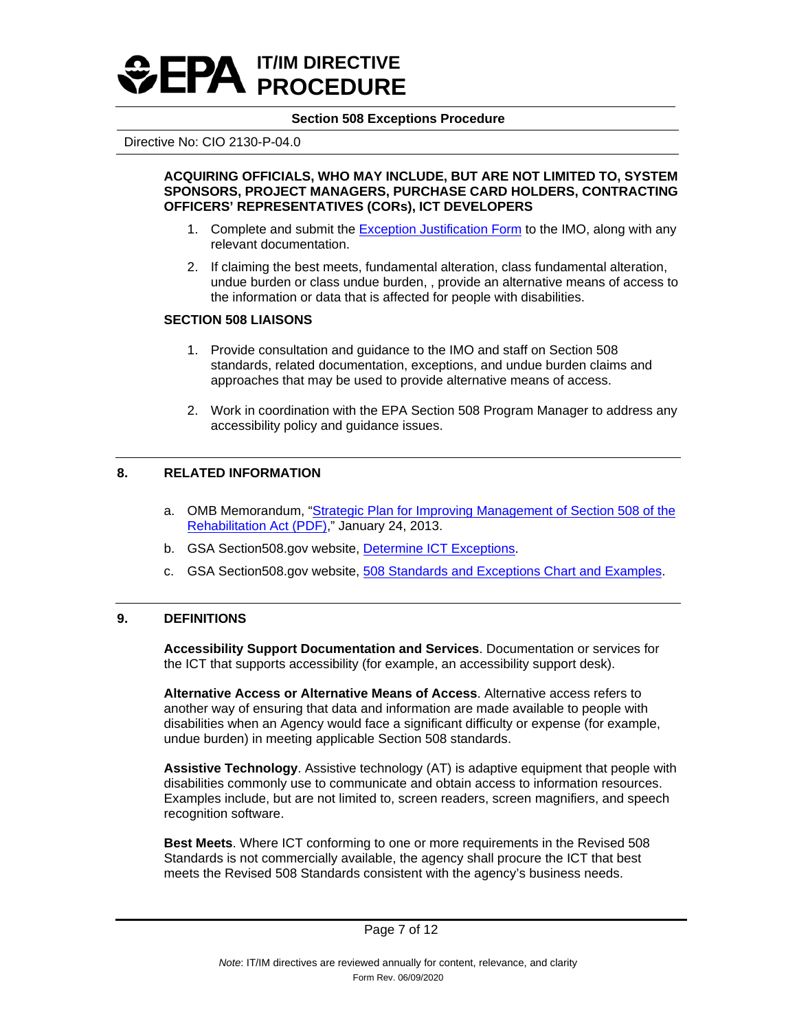**ACQUIRING OFFICIALS, WHO MAY INCLUDE, BUT ARE NOT LIMITED TO, SYSTEM SPONSORS, PROJECT MANAGERS, PURCHASE CARD HOLDERS, CONTRACTING OFFICERS' REPRESENTATIVES (CORs), ICT DEVELOPERS**

1. Complete and submit the Exception Justification Form to the IMO, along with any relevant documentation.
2. If claiming the best meets, fundamental alteration, class fundamental alteration, undue burden or class undue burden, , provide an alternative means of access to the information or data that is affected for people with disabilities.

**SECTION 508 LIAISONS**

1. Provide consultation and guidance to the IMO and staff on Section 508 standards, related documentation, exceptions, and undue burden claims and approaches that may be used to provide alternative means of access.
2. Work in coordination with the EPA Section 508 Program Manager to address any accessibility policy and guidance issues.

## 8. RELATED INFORMATION

a. OMB Memorandum, "Strategic Plan for Improving Management of Section 508 of the Rehabilitation Act (PDF)," January 24, 2013.

b. GSA Section508.gov website, Determine ICT Exceptions.

c. GSA Section508.gov website, 508 Standards and Exceptions Chart and Examples.

## 9. DEFINITIONS

**Accessibility Support Documentation and Services**. Documentation or services for the ICT that supports accessibility (for example, an accessibility support desk).

**Alternative Access or Alternative Means of Access**. Alternative access refers to another way of ensuring that data and information are made available to people with disabilities when an Agency would face a significant difficulty or expense (for example, undue burden) in meeting applicable Section 508 standards.

**Assistive Technology**. Assistive technology (AT) is adaptive equipment that people with disabilities commonly use to communicate and obtain access to information resources. Examples include, but are not limited to, screen readers, screen magnifiers, and speech recognition software.

**Best Meets**. Where ICT conforming to one or more requirements in the Revised 508 Standards is not commercially available, the agency shall procure the ICT that best meets the Revised 508 Standards consistent with the agency's business needs.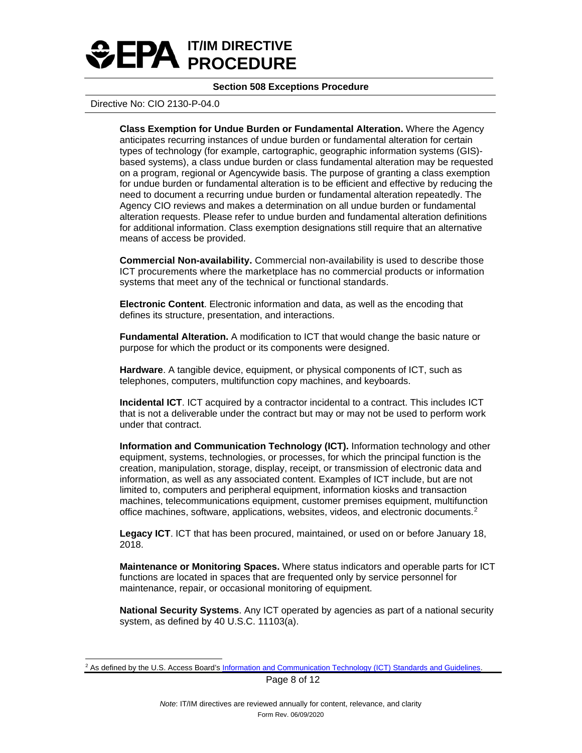**Class Exemption for Undue Burden or Fundamental Alteration.** Where the Agency anticipates recurring instances of undue burden or fundamental alteration for certain types of technology (for example, cartographic, geographic information systems (GIS)-based systems), a class undue burden or class fundamental alteration may be requested on a program, regional or Agencywide basis. The purpose of granting a class exemption for undue burden or fundamental alteration is to be efficient and effective by reducing the need to document a recurring undue burden or fundamental alteration repeatedly. The Agency CIO reviews and makes a determination on all undue burden or fundamental alteration requests. Please refer to undue burden and fundamental alteration definitions for additional information. Class exemption designations still require that an alternative means of access be provided.

**Commercial Non-availability.** Commercial non-availability is used to describe those ICT procurements where the marketplace has no commercial products or information systems that meet any of the technical or functional standards.

**Electronic Content**. Electronic information and data, as well as the encoding that defines its structure, presentation, and interactions.

**Fundamental Alteration.** A modification to ICT that would change the basic nature or purpose for which the product or its components were designed.

**Hardware**. A tangible device, equipment, or physical components of ICT, such as telephones, computers, multifunction copy machines, and keyboards.

**Incidental ICT**. ICT acquired by a contractor incidental to a contract. This includes ICT that is not a deliverable under the contract but may or may not be used to perform work under that contract.

**Information and Communication Technology (ICT).** Information technology and other equipment, systems, technologies, or processes, for which the principal function is the creation, manipulation, storage, display, receipt, or transmission of electronic data and information, as well as any associated content. Examples of ICT include, but are not limited to, computers and peripheral equipment, information kiosks and transaction machines, telecommunications equipment, customer premises equipment, multifunction office machines, software, applications, websites, videos, and electronic documents.[2]

**Legacy ICT**. ICT that has been procured, maintained, or used on or before January 18, 2018.

**Maintenance or Monitoring Spaces.** Where status indicators and operable parts for ICT functions are located in spaces that are frequented only by service personnel for maintenance, repair, or occasional monitoring of equipment.

**National Security Systems**. Any ICT operated by agencies as part of a national security system, as defined by 40 U.S.C. 11103(a).

[2] As defined by the U.S. Access Board's Information and Communication Technology (ICT) Standards and Guidelines.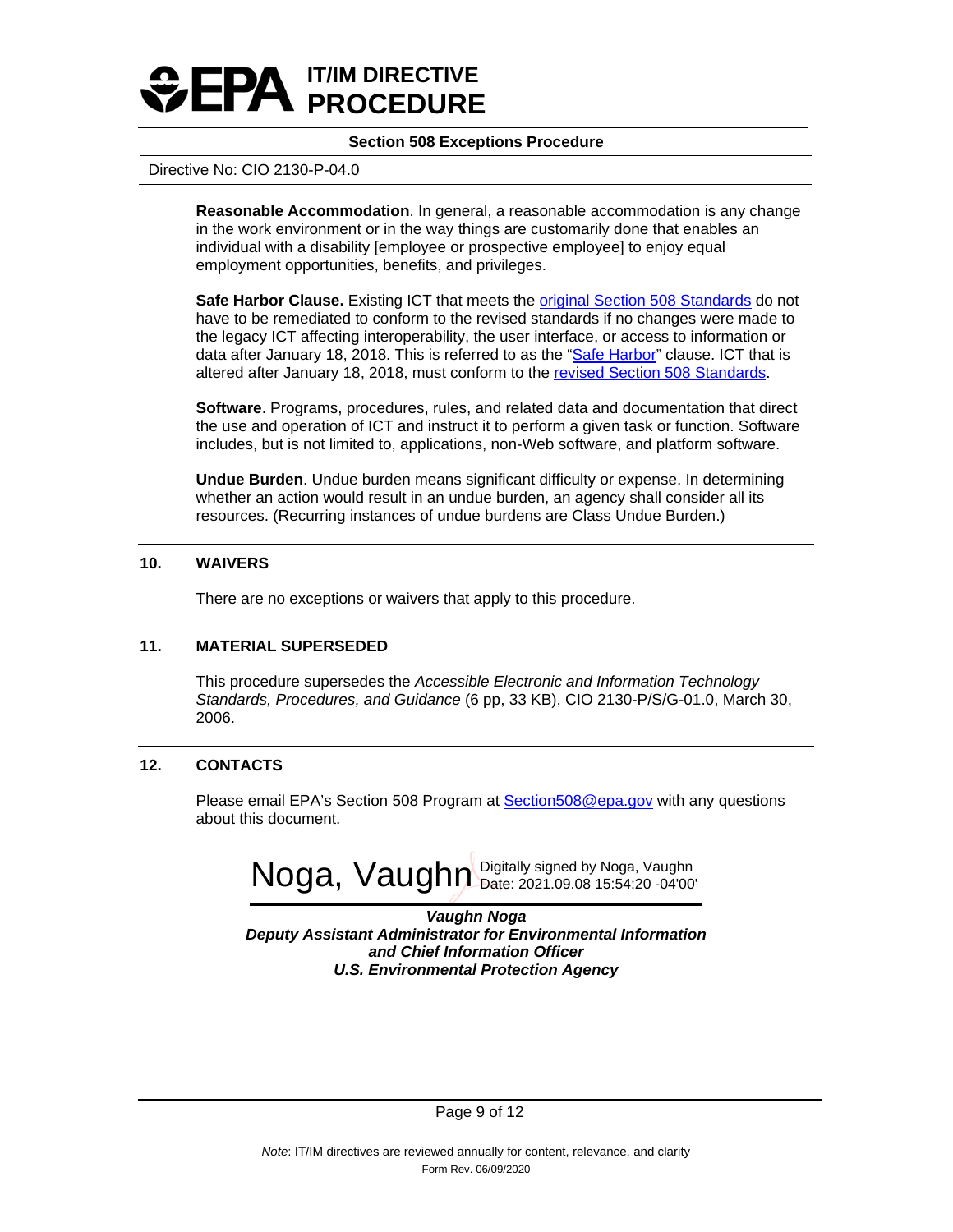**Reasonable Accommodation**. In general, a reasonable accommodation is any change in the work environment or in the way things are customarily done that enables an individual with a disability [employee or prospective employee] to enjoy equal employment opportunities, benefits, and privileges.

**Safe Harbor Clause.** Existing ICT that meets the original Section 508 Standards do not have to be remediated to conform to the revised standards if no changes were made to the legacy ICT affecting interoperability, the user interface, or access to information or data after January 18, 2018. This is referred to as the "Safe Harbor" clause. ICT that is altered after January 18, 2018, must conform to the revised Section 508 Standards.

**Software**. Programs, procedures, rules, and related data and documentation that direct the use and operation of ICT and instruct it to perform a given task or function. Software includes, but is not limited to, applications, non-Web software, and platform software.

**Undue Burden**. Undue burden means significant difficulty or expense. In determining whether an action would result in an undue burden, an agency shall consider all its resources. (Recurring instances of undue burdens are Class Undue Burden.)

## 10. WAIVERS

There are no exceptions or waivers that apply to this procedure.

## 11. MATERIAL SUPERSEDED

This procedure supersedes the *Accessible Electronic and Information Technology Standards, Procedures, and Guidance* (6 pp, 33 KB), CIO 2130-P/S/G-01.0, March 30, 2006.

## 12. CONTACTS

Please email EPA's Section 508 Program at Section508@epa.gov with any questions about this document.

Noga, Vaughn — Digitally signed by Noga, Vaughn Date: 2021.09.08 15:54:20 -04'00'

***Vaughn Noga***
***Deputy Assistant Administrator for Environmental Information and Chief Information Officer***
***U.S. Environmental Protection Agency***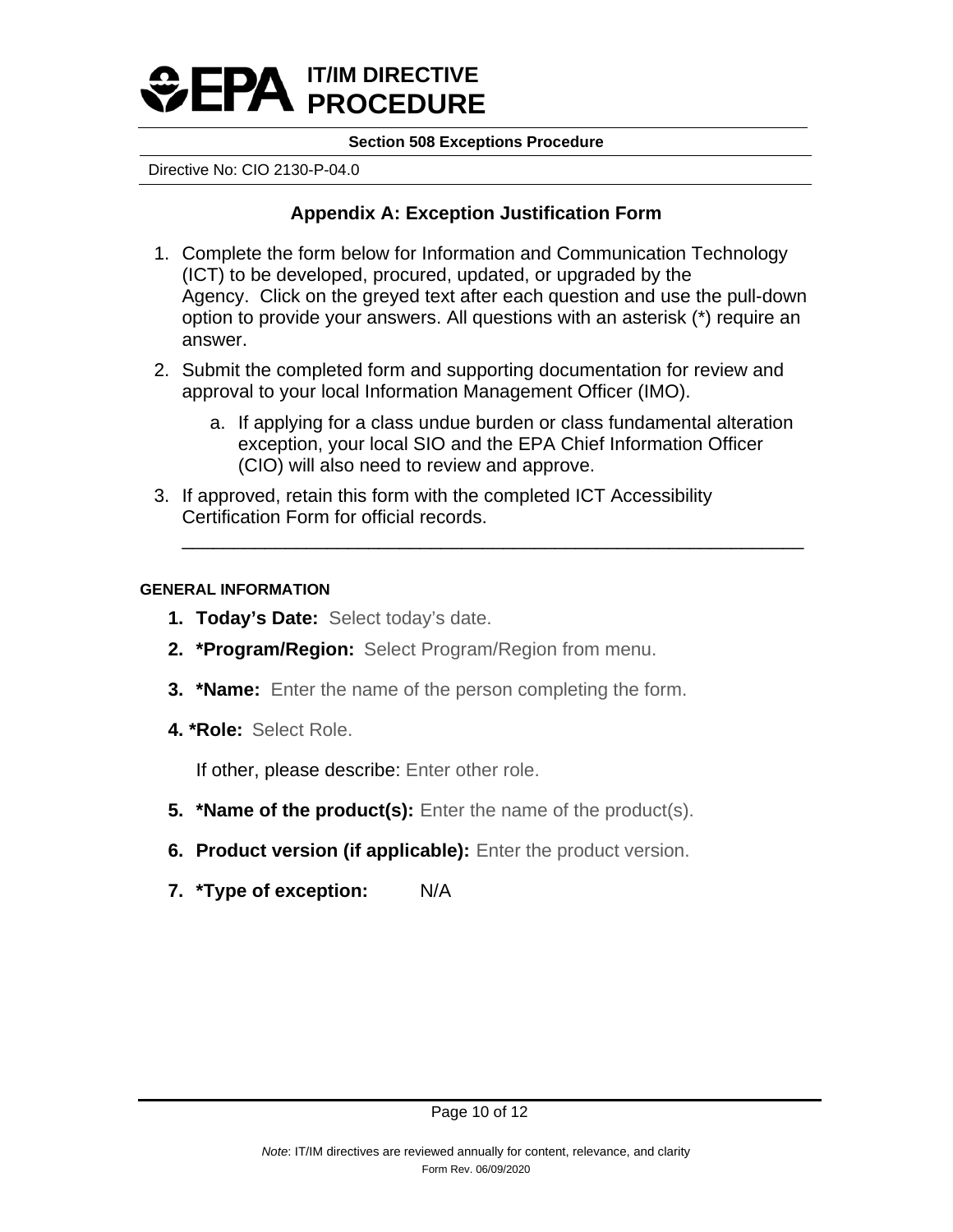## Appendix A: Exception Justification Form

1. Complete the form below for Information and Communication Technology (ICT) to be developed, procured, updated, or upgraded by the Agency. Click on the greyed text after each question and use the pull-down option to provide your answers. All questions with an asterisk (*) require an answer.
2. Submit the completed form and supporting documentation for review and approval to your local Information Management Officer (IMO).
   a. If applying for a class undue burden or class fundamental alteration exception, your local SIO and the EPA Chief Information Officer (CIO) will also need to review and approve.
3. If approved, retain this form with the completed ICT Accessibility Certification Form for official records.

---

**GENERAL INFORMATION**

1. **Today's Date:** Select today's date.
2. **\*Program/Region:** Select Program/Region from menu.
3. **\*Name:** Enter the name of the person completing the form.
4. **\*Role:** Select Role.

   If other, please describe: Enter other role.

5. **\*Name of the product(s):** Enter the name of the product(s).
6. **Product version (if applicable):** Enter the product version.
7. **\*Type of exception:** N/A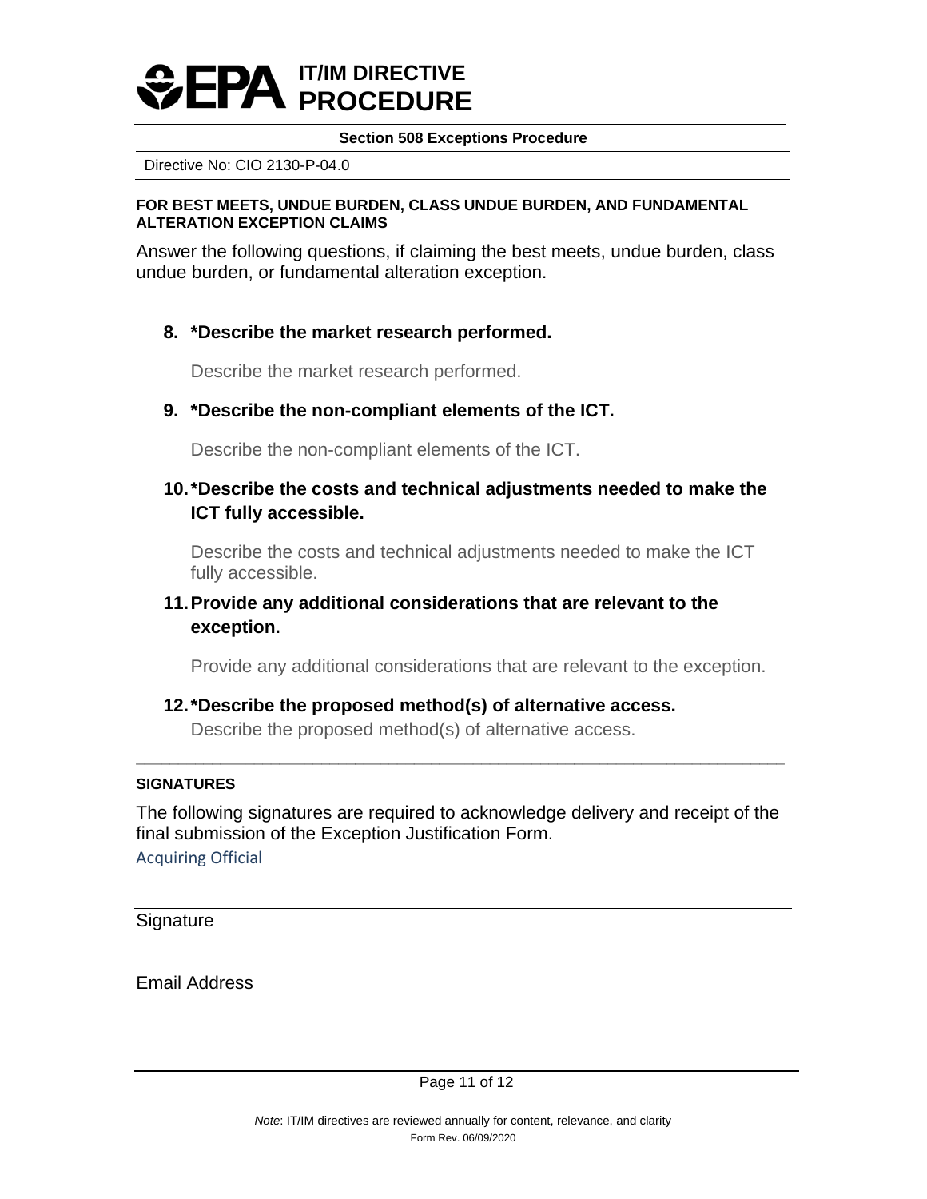#### FOR BEST MEETS, UNDUE BURDEN, CLASS UNDUE BURDEN, AND FUNDAMENTAL ALTERATION EXCEPTION CLAIMS

Answer the following questions, if claiming the best meets, undue burden, class undue burden, or fundamental alteration exception.

8. **\*Describe the market research performed.**

   Describe the market research performed.

9. **\*Describe the non-compliant elements of the ICT.**

   Describe the non-compliant elements of the ICT.

10. **\*Describe the costs and technical adjustments needed to make the ICT fully accessible.**

    Describe the costs and technical adjustments needed to make the ICT fully accessible.

11. **Provide any additional considerations that are relevant to the exception.**

    Provide any additional considerations that are relevant to the exception.

12. **\*Describe the proposed method(s) of alternative access.**

    Describe the proposed method(s) of alternative access.

---

#### SIGNATURES

The following signatures are required to acknowledge delivery and receipt of the final submission of the Exception Justification Form.

Acquiring Official

___

Signature

___

Email Address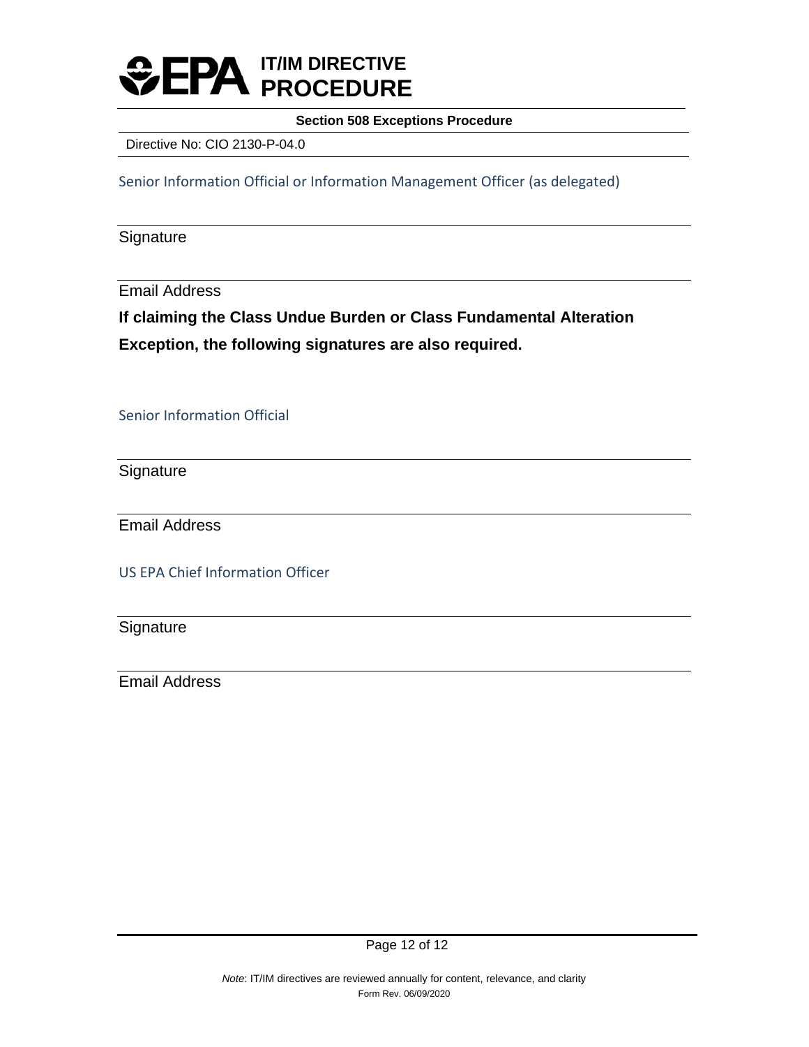Senior Information Official or Information Management Officer (as delegated)

---

Signature

---

Email Address

**If claiming the Class Undue Burden or Class Fundamental Alteration Exception, the following signatures are also required.**

Senior Information Official

---

Signature

---

Email Address

US EPA Chief Information Officer

---

Signature

---

Email Address